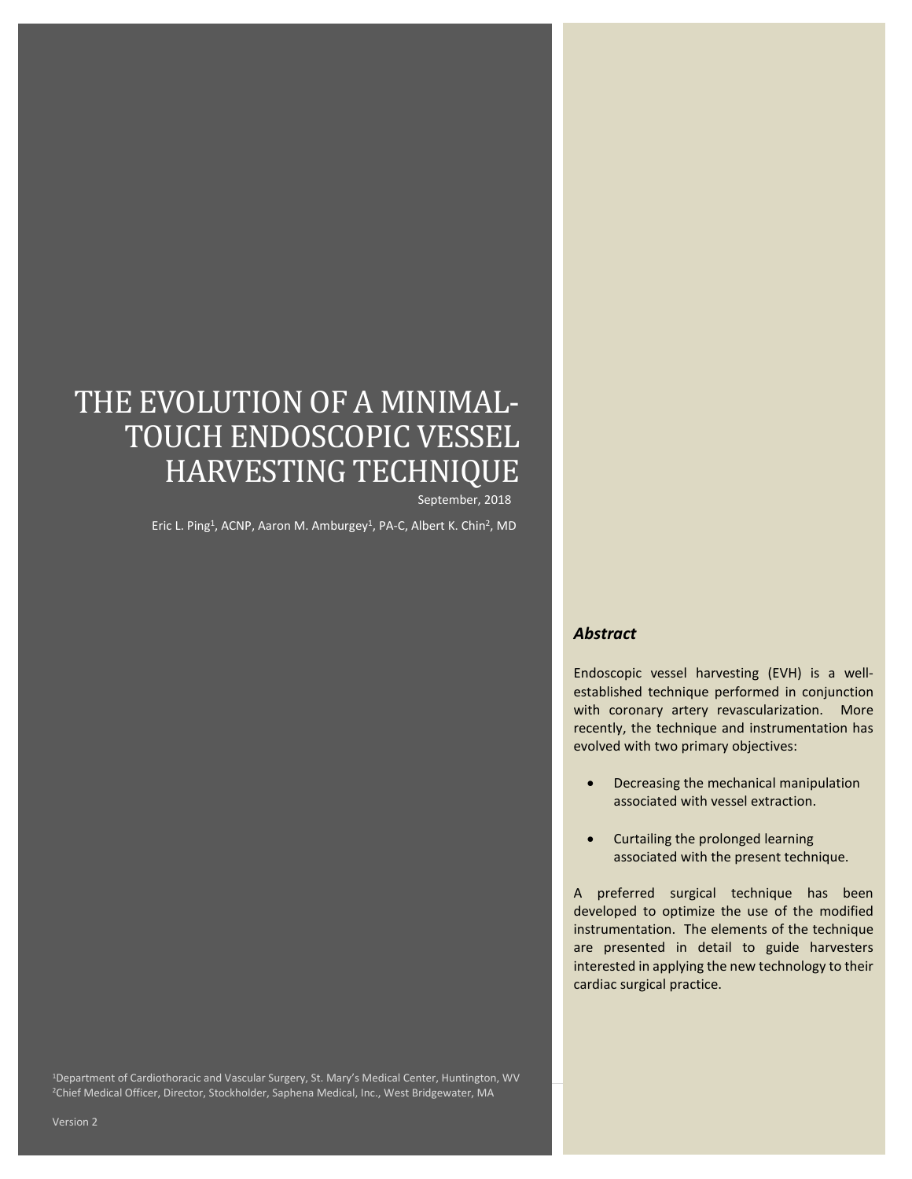# THE EVOLUTION OF A MINIMAL-TOUCH ENDOSCOPIC VESSEL HARVESTING TECHNIQUE

September, 2018

Eric L. Ping[1], ACNP, Aaron M. Amburgey[1], PA-C, Albert K. Chin[2], MD

### *Abstract*

Endoscopic vessel harvesting (EVH) is a well-established technique performed in conjunction with coronary artery revascularization. More recently, the technique and instrumentation has evolved with two primary objectives:

- Decreasing the mechanical manipulation associated with vessel extraction.
- Curtailing the prolonged learning associated with the present technique.

A preferred surgical technique has been developed to optimize the use of the modified instrumentation. The elements of the technique are presented in detail to guide harvesters interested in applying the new technology to their cardiac surgical practice.

[1]Department of Cardiothoracic and Vascular Surgery, St. Mary's Medical Center, Huntington, WV
[2]Chief Medical Officer, Director, Stockholder, Saphena Medical, Inc., West Bridgewater, MA

Version 2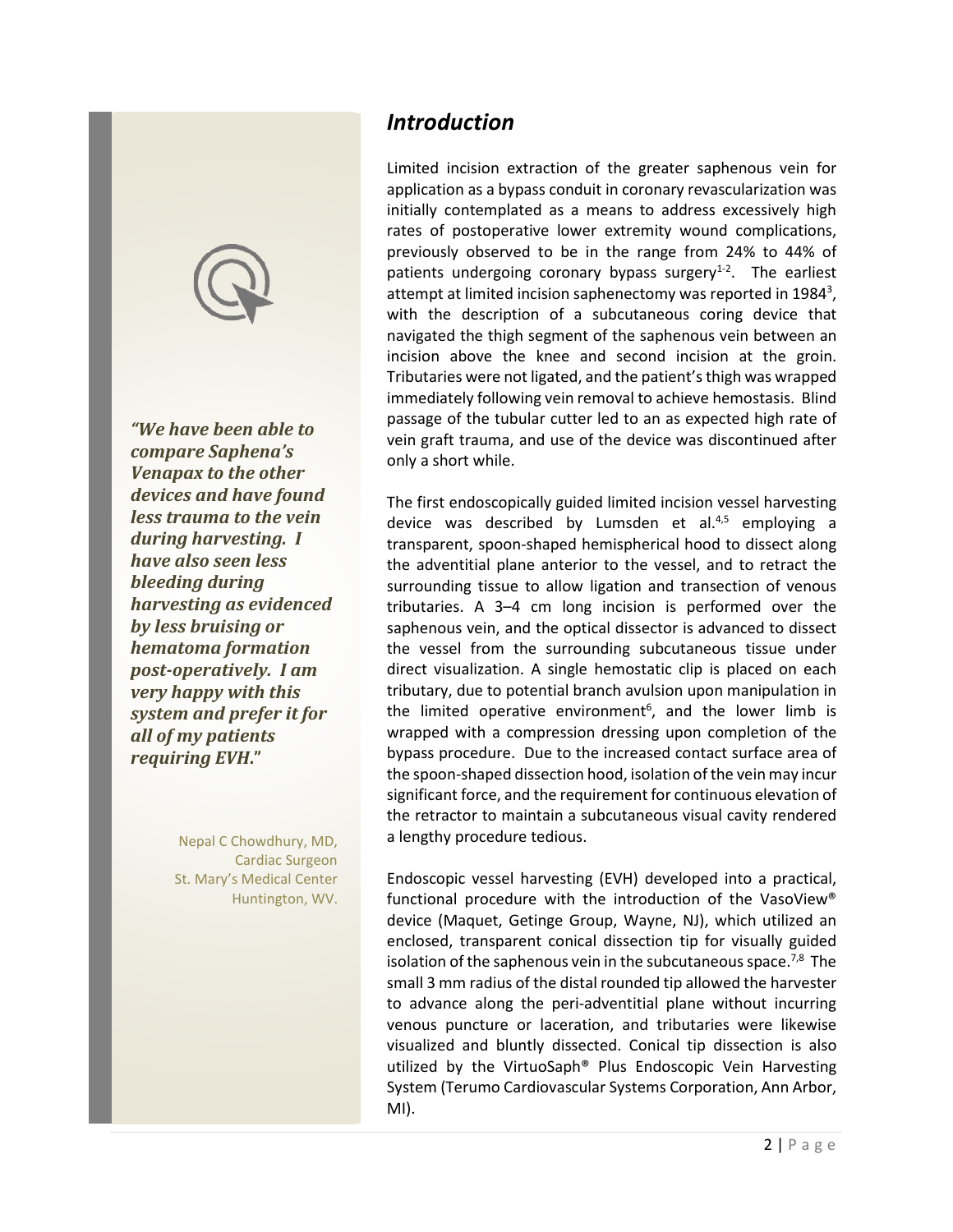## Introduction

Limited incision extraction of the greater saphenous vein for application as a bypass conduit in coronary revascularization was initially contemplated as a means to address excessively high rates of postoperative lower extremity wound complications, previously observed to be in the range from 24% to 44% of patients undergoing coronary bypass surgery[1-2]. The earliest attempt at limited incision saphenectomy was reported in 1984[3], with the description of a subcutaneous coring device that navigated the thigh segment of the saphenous vein between an incision above the knee and second incision at the groin. Tributaries were not ligated, and the patient's thigh was wrapped immediately following vein removal to achieve hemostasis. Blind passage of the tubular cutter led to an as expected high rate of vein graft trauma, and use of the device was discontinued after only a short while.

The first endoscopically guided limited incision vessel harvesting device was described by Lumsden et al.[4,5] employing a transparent, spoon-shaped hemispherical hood to dissect along the adventitial plane anterior to the vessel, and to retract the surrounding tissue to allow ligation and transection of venous tributaries. A 3–4 cm long incision is performed over the saphenous vein, and the optical dissector is advanced to dissect the vessel from the surrounding subcutaneous tissue under direct visualization. A single hemostatic clip is placed on each tributary, due to potential branch avulsion upon manipulation in the limited operative environment[6], and the lower limb is wrapped with a compression dressing upon completion of the bypass procedure. Due to the increased contact surface area of the spoon-shaped dissection hood, isolation of the vein may incur significant force, and the requirement for continuous elevation of the retractor to maintain a subcutaneous visual cavity rendered a lengthy procedure tedious.

Endoscopic vessel harvesting (EVH) developed into a practical, functional procedure with the introduction of the VasoView® device (Maquet, Getinge Group, Wayne, NJ), which utilized an enclosed, transparent conical dissection tip for visually guided isolation of the saphenous vein in the subcutaneous space.[7,8] The small 3 mm radius of the distal rounded tip allowed the harvester to advance along the peri-adventitial plane without incurring venous puncture or laceration, and tributaries were likewise visualized and bluntly dissected. Conical tip dissection is also utilized by the VirtuoSaph® Plus Endoscopic Vein Harvesting System (Terumo Cardiovascular Systems Corporation, Ann Arbor, MI).

> ***"We have been able to compare Saphena's Venapax to the other devices and have found less trauma to the vein during harvesting. I have also seen less bleeding during harvesting as evidenced by less bruising or hematoma formation post-operatively. I am very happy with this system and prefer it for all of my patients requiring EVH."***
>
> Nepal C Chowdhury, MD,
> Cardiac Surgeon
> St. Mary's Medical Center
> Huntington, WV.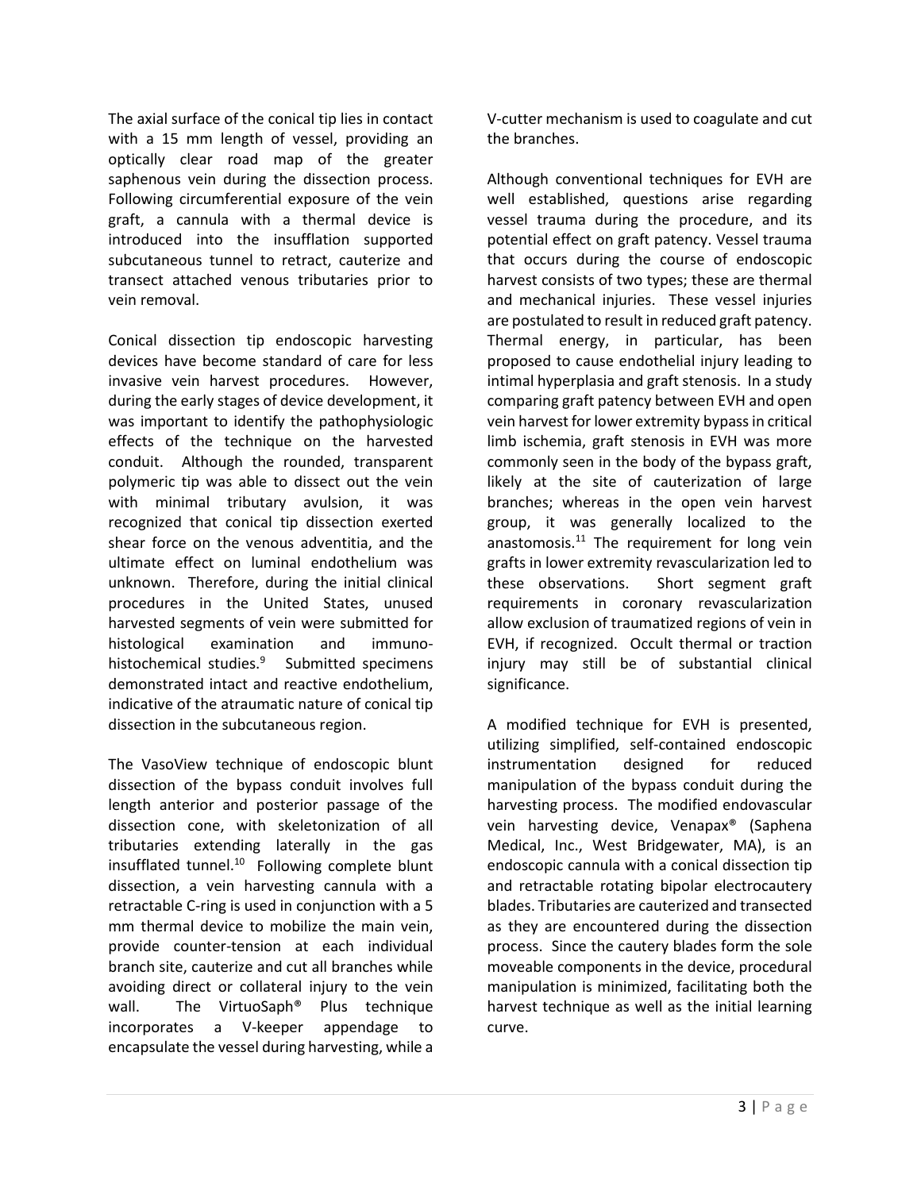The axial surface of the conical tip lies in contact with a 15 mm length of vessel, providing an optically clear road map of the greater saphenous vein during the dissection process. Following circumferential exposure of the vein graft, a cannula with a thermal device is introduced into the insufflation supported subcutaneous tunnel to retract, cauterize and transect attached venous tributaries prior to vein removal.

Conical dissection tip endoscopic harvesting devices have become standard of care for less invasive vein harvest procedures. However, during the early stages of device development, it was important to identify the pathophysiologic effects of the technique on the harvested conduit. Although the rounded, transparent polymeric tip was able to dissect out the vein with minimal tributary avulsion, it was recognized that conical tip dissection exerted shear force on the venous adventitia, and the ultimate effect on luminal endothelium was unknown. Therefore, during the initial clinical procedures in the United States, unused harvested segments of vein were submitted for histological examination and immuno-histochemical studies.[9] Submitted specimens demonstrated intact and reactive endothelium, indicative of the atraumatic nature of conical tip dissection in the subcutaneous region.

The VasoView technique of endoscopic blunt dissection of the bypass conduit involves full length anterior and posterior passage of the dissection cone, with skeletonization of all tributaries extending laterally in the gas insufflated tunnel.[10] Following complete blunt dissection, a vein harvesting cannula with a retractable C-ring is used in conjunction with a 5 mm thermal device to mobilize the main vein, provide counter-tension at each individual branch site, cauterize and cut all branches while avoiding direct or collateral injury to the vein wall. The VirtuoSaph® Plus technique incorporates a V-keeper appendage to encapsulate the vessel during harvesting, while a V-cutter mechanism is used to coagulate and cut the branches.

Although conventional techniques for EVH are well established, questions arise regarding vessel trauma during the procedure, and its potential effect on graft patency. Vessel trauma that occurs during the course of endoscopic harvest consists of two types; these are thermal and mechanical injuries. These vessel injuries are postulated to result in reduced graft patency. Thermal energy, in particular, has been proposed to cause endothelial injury leading to intimal hyperplasia and graft stenosis. In a study comparing graft patency between EVH and open vein harvest for lower extremity bypass in critical limb ischemia, graft stenosis in EVH was more commonly seen in the body of the bypass graft, likely at the site of cauterization of large branches; whereas in the open vein harvest group, it was generally localized to the anastomosis.[11] The requirement for long vein grafts in lower extremity revascularization led to these observations. Short segment graft requirements in coronary revascularization allow exclusion of traumatized regions of vein in EVH, if recognized. Occult thermal or traction injury may still be of substantial clinical significance.

A modified technique for EVH is presented, utilizing simplified, self-contained endoscopic instrumentation designed for reduced manipulation of the bypass conduit during the harvesting process. The modified endovascular vein harvesting device, Venapax® (Saphena Medical, Inc., West Bridgewater, MA), is an endoscopic cannula with a conical dissection tip and retractable rotating bipolar electrocautery blades. Tributaries are cauterized and transected as they are encountered during the dissection process. Since the cautery blades form the sole moveable components in the device, procedural manipulation is minimized, facilitating both the harvest technique as well as the initial learning curve.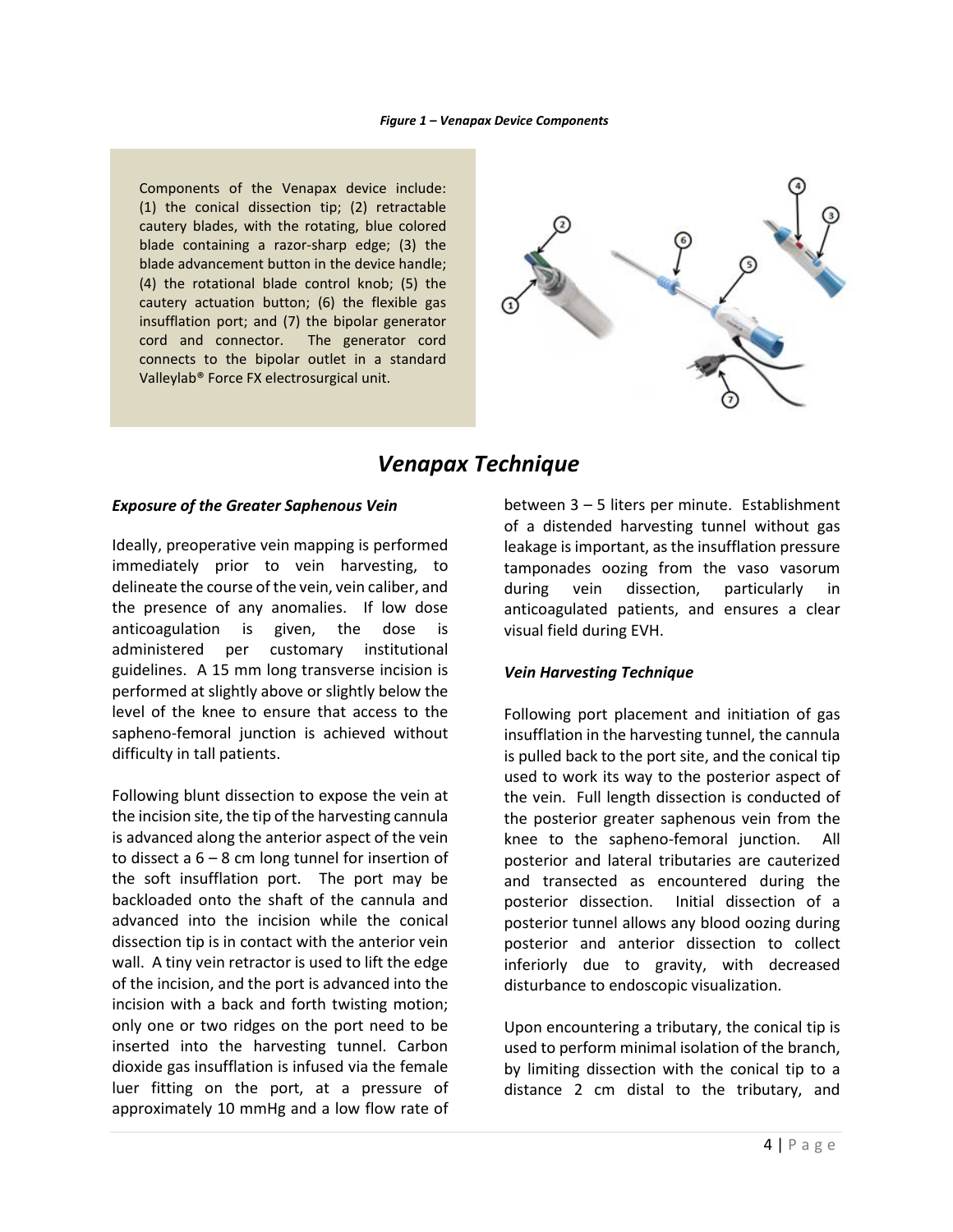*Figure 1 – Venapax Device Components*

Components of the Venapax device include: (1) the conical dissection tip; (2) retractable cautery blades, with the rotating, blue colored blade containing a razor-sharp edge; (3) the blade advancement button in the device handle; (4) the rotational blade control knob; (5) the cautery actuation button; (6) the flexible gas insufflation port; and (7) the bipolar generator cord and connector. The generator cord connects to the bipolar outlet in a standard Valleylab® Force FX electrosurgical unit.

## *Venapax Technique*

### *Exposure of the Greater Saphenous Vein*

Ideally, preoperative vein mapping is performed immediately prior to vein harvesting, to delineate the course of the vein, vein caliber, and the presence of any anomalies. If low dose anticoagulation is given, the dose is administered per customary institutional guidelines. A 15 mm long transverse incision is performed at slightly above or slightly below the level of the knee to ensure that access to the sapheno-femoral junction is achieved without difficulty in tall patients.

Following blunt dissection to expose the vein at the incision site, the tip of the harvesting cannula is advanced along the anterior aspect of the vein to dissect a 6 – 8 cm long tunnel for insertion of the soft insufflation port. The port may be backloaded onto the shaft of the cannula and advanced into the incision while the conical dissection tip is in contact with the anterior vein wall. A tiny vein retractor is used to lift the edge of the incision, and the port is advanced into the incision with a back and forth twisting motion; only one or two ridges on the port need to be inserted into the harvesting tunnel. Carbon dioxide gas insufflation is infused via the female luer fitting on the port, at a pressure of approximately 10 mmHg and a low flow rate of between 3 – 5 liters per minute. Establishment of a distended harvesting tunnel without gas leakage is important, as the insufflation pressure tamponades oozing from the vaso vasorum during vein dissection, particularly in anticoagulated patients, and ensures a clear visual field during EVH.

### *Vein Harvesting Technique*

Following port placement and initiation of gas insufflation in the harvesting tunnel, the cannula is pulled back to the port site, and the conical tip used to work its way to the posterior aspect of the vein. Full length dissection is conducted of the posterior greater saphenous vein from the knee to the sapheno-femoral junction. All posterior and lateral tributaries are cauterized and transected as encountered during the posterior dissection. Initial dissection of a posterior tunnel allows any blood oozing during posterior and anterior dissection to collect inferiorly due to gravity, with decreased disturbance to endoscopic visualization.

Upon encountering a tributary, the conical tip is used to perform minimal isolation of the branch, by limiting dissection with the conical tip to a distance 2 cm distal to the tributary, and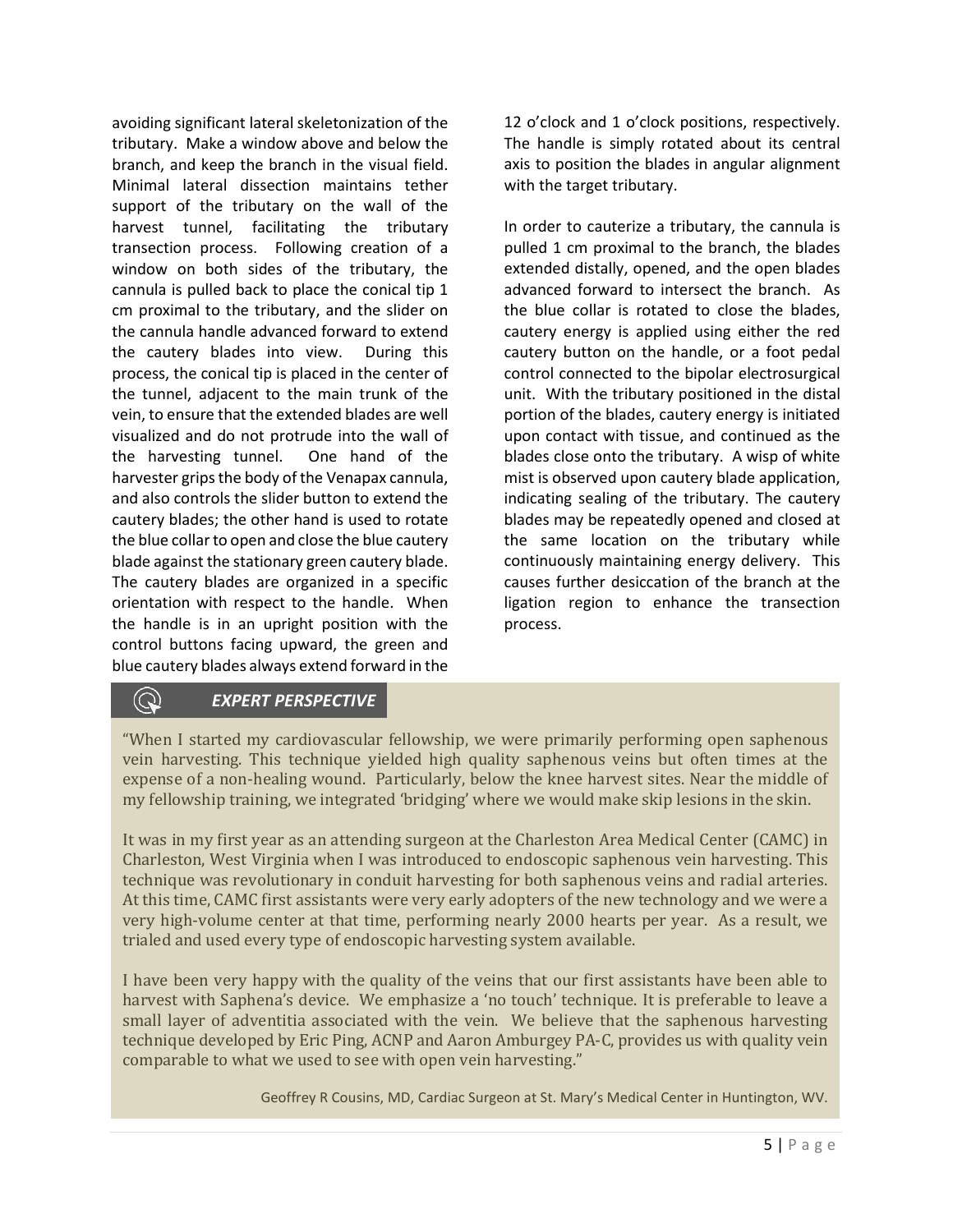avoiding significant lateral skeletonization of the tributary. Make a window above and below the branch, and keep the branch in the visual field. Minimal lateral dissection maintains tether support of the tributary on the wall of the harvest tunnel, facilitating the tributary transection process. Following creation of a window on both sides of the tributary, the cannula is pulled back to place the conical tip 1 cm proximal to the tributary, and the slider on the cannula handle advanced forward to extend the cautery blades into view. During this process, the conical tip is placed in the center of the tunnel, adjacent to the main trunk of the vein, to ensure that the extended blades are well visualized and do not protrude into the wall of the harvesting tunnel. One hand of the harvester grips the body of the Venapax cannula, and also controls the slider button to extend the cautery blades; the other hand is used to rotate the blue collar to open and close the blue cautery blade against the stationary green cautery blade. The cautery blades are organized in a specific orientation with respect to the handle. When the handle is in an upright position with the control buttons facing upward, the green and blue cautery blades always extend forward in the 12 o'clock and 1 o'clock positions, respectively. The handle is simply rotated about its central axis to position the blades in angular alignment with the target tributary.

In order to cauterize a tributary, the cannula is pulled 1 cm proximal to the branch, the blades extended distally, opened, and the open blades advanced forward to intersect the branch. As the blue collar is rotated to close the blades, cautery energy is applied using either the red cautery button on the handle, or a foot pedal control connected to the bipolar electrosurgical unit. With the tributary positioned in the distal portion of the blades, cautery energy is initiated upon contact with tissue, and continued as the blades close onto the tributary. A wisp of white mist is observed upon cautery blade application, indicating sealing of the tributary. The cautery blades may be repeatedly opened and closed at the same location on the tributary while continuously maintaining energy delivery. This causes further desiccation of the branch at the ligation region to enhance the transection process.

### *EXPERT PERSPECTIVE*

"When I started my cardiovascular fellowship, we were primarily performing open saphenous vein harvesting. This technique yielded high quality saphenous veins but often times at the expense of a non-healing wound. Particularly, below the knee harvest sites. Near the middle of my fellowship training, we integrated 'bridging' where we would make skip lesions in the skin.

It was in my first year as an attending surgeon at the Charleston Area Medical Center (CAMC) in Charleston, West Virginia when I was introduced to endoscopic saphenous vein harvesting. This technique was revolutionary in conduit harvesting for both saphenous veins and radial arteries. At this time, CAMC first assistants were very early adopters of the new technology and we were a very high-volume center at that time, performing nearly 2000 hearts per year. As a result, we trialed and used every type of endoscopic harvesting system available.

I have been very happy with the quality of the veins that our first assistants have been able to harvest with Saphena's device. We emphasize a 'no touch' technique. It is preferable to leave a small layer of adventitia associated with the vein. We believe that the saphenous harvesting technique developed by Eric Ping, ACNP and Aaron Amburgey PA-C, provides us with quality vein comparable to what we used to see with open vein harvesting."

Geoffrey R Cousins, MD, Cardiac Surgeon at St. Mary's Medical Center in Huntington, WV.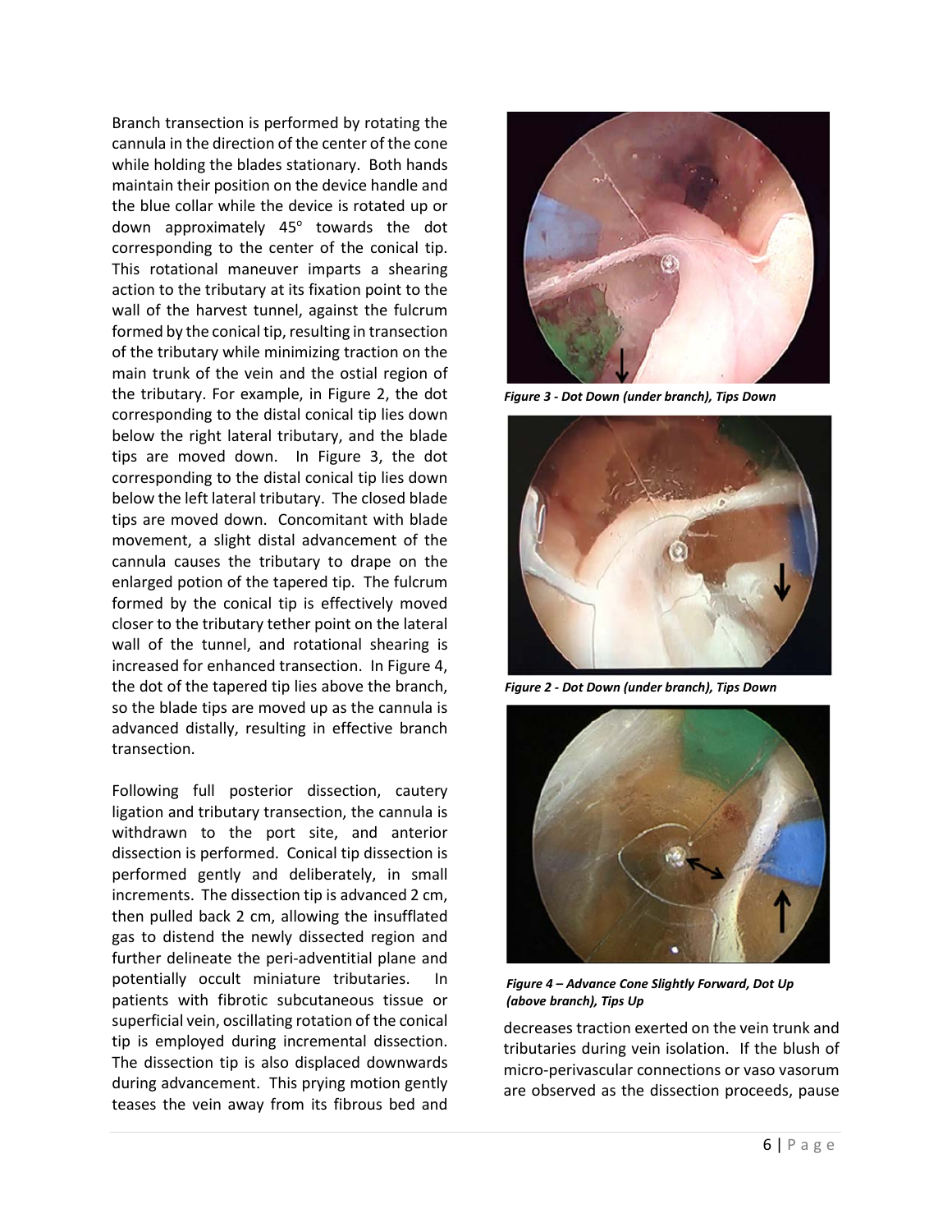Branch transection is performed by rotating the cannula in the direction of the center of the cone while holding the blades stationary. Both hands maintain their position on the device handle and the blue collar while the device is rotated up or down approximately 45° towards the dot corresponding to the center of the conical tip. This rotational maneuver imparts a shearing action to the tributary at its fixation point to the wall of the harvest tunnel, against the fulcrum formed by the conical tip, resulting in transection of the tributary while minimizing traction on the main trunk of the vein and the ostial region of the tributary. For example, in Figure 2, the dot corresponding to the distal conical tip lies down below the right lateral tributary, and the blade tips are moved down. In Figure 3, the dot corresponding to the distal conical tip lies down below the left lateral tributary. The closed blade tips are moved down. Concomitant with blade movement, a slight distal advancement of the cannula causes the tributary to drape on the enlarged potion of the tapered tip. The fulcrum formed by the conical tip is effectively moved closer to the tributary tether point on the lateral wall of the tunnel, and rotational shearing is increased for enhanced transection. In Figure 4, the dot of the tapered tip lies above the branch, so the blade tips are moved up as the cannula is advanced distally, resulting in effective branch transection.

*Figure 3 - Dot Down (under branch), Tips Down*

*Figure 2 - Dot Down (under branch), Tips Down*

*Figure 4 – Advance Cone Slightly Forward, Dot Up (above branch), Tips Up*

Following full posterior dissection, cautery ligation and tributary transection, the cannula is withdrawn to the port site, and anterior dissection is performed. Conical tip dissection is performed gently and deliberately, in small increments. The dissection tip is advanced 2 cm, then pulled back 2 cm, allowing the insufflated gas to distend the newly dissected region and further delineate the peri-adventitial plane and potentially occult miniature tributaries. In patients with fibrotic subcutaneous tissue or superficial vein, oscillating rotation of the conical tip is employed during incremental dissection. The dissection tip is also displaced downwards during advancement. This prying motion gently teases the vein away from its fibrous bed and decreases traction exerted on the vein trunk and tributaries during vein isolation. If the blush of micro-perivascular connections or vaso vasorum are observed as the dissection proceeds, pause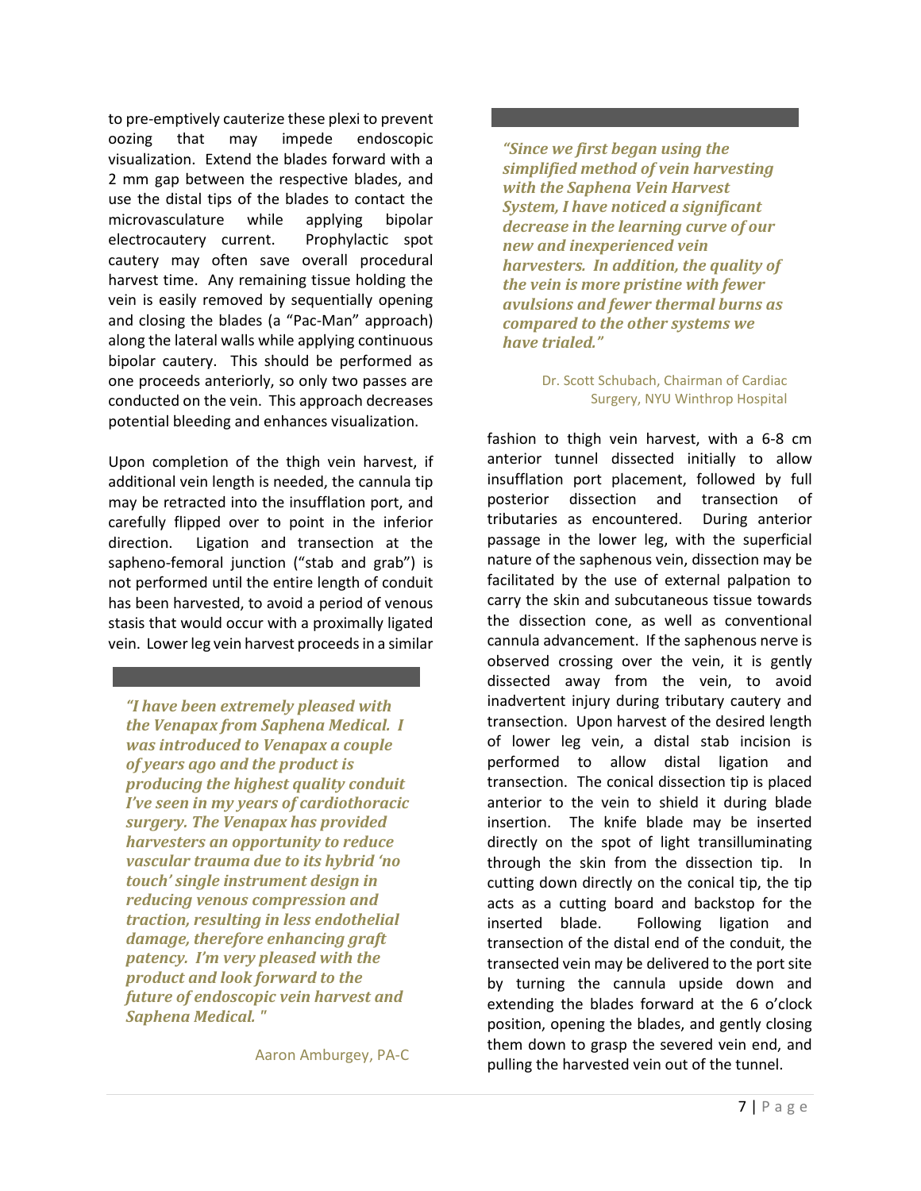to pre-emptively cauterize these plexi to prevent oozing that may impede endoscopic visualization. Extend the blades forward with a 2 mm gap between the respective blades, and use the distal tips of the blades to contact the microvasculature while applying bipolar electrocautery current. Prophylactic spot cautery may often save overall procedural harvest time. Any remaining tissue holding the vein is easily removed by sequentially opening and closing the blades (a "Pac-Man" approach) along the lateral walls while applying continuous bipolar cautery. This should be performed as one proceeds anteriorly, so only two passes are conducted on the vein. This approach decreases potential bleeding and enhances visualization.

Upon completion of the thigh vein harvest, if additional vein length is needed, the cannula tip may be retracted into the insufflation port, and carefully flipped over to point in the inferior direction. Ligation and transection at the sapheno-femoral junction ("stab and grab") is not performed until the entire length of conduit has been harvested, to avoid a period of venous stasis that would occur with a proximally ligated vein. Lower leg vein harvest proceeds in a similar fashion to thigh vein harvest, with a 6-8 cm anterior tunnel dissected initially to allow insufflation port placement, followed by full posterior dissection and transection of tributaries as encountered. During anterior passage in the lower leg, with the superficial nature of the saphenous vein, dissection may be facilitated by the use of external palpation to carry the skin and subcutaneous tissue towards the dissection cone, as well as conventional cannula advancement. If the saphenous nerve is observed crossing over the vein, it is gently dissected away from the vein, to avoid inadvertent injury during tributary cautery and transection. Upon harvest of the desired length of lower leg vein, a distal stab incision is performed to allow distal ligation and transection. The conical dissection tip is placed anterior to the vein to shield it during blade insertion. The knife blade may be inserted directly on the spot of light transilluminating through the skin from the dissection tip. In cutting down directly on the conical tip, the tip acts as a cutting board and backstop for the inserted blade. Following ligation and transection of the distal end of the conduit, the transected vein may be delivered to the port site by turning the cannula upside down and extending the blades forward at the 6 o'clock position, opening the blades, and gently closing them down to grasp the severed vein end, and pulling the harvested vein out of the tunnel.

> ***"Since we first began using the simplified method of vein harvesting with the Saphena Vein Harvest System, I have noticed a significant decrease in the learning curve of our new and inexperienced vein harvesters. In addition, the quality of the vein is more pristine with fewer avulsions and fewer thermal burns as compared to the other systems we have trialed."***
>
> Dr. Scott Schubach, Chairman of Cardiac Surgery, NYU Winthrop Hospital

> ***"I have been extremely pleased with the Venapax from Saphena Medical. I was introduced to Venapax a couple of years ago and the product is producing the highest quality conduit I've seen in my years of cardiothoracic surgery. The Venapax has provided harvesters an opportunity to reduce vascular trauma due to its hybrid 'no touch' single instrument design in reducing venous compression and traction, resulting in less endothelial damage, therefore enhancing graft patency. I'm very pleased with the product and look forward to the future of endoscopic vein harvest and Saphena Medical. "***
>
> Aaron Amburgey, PA-C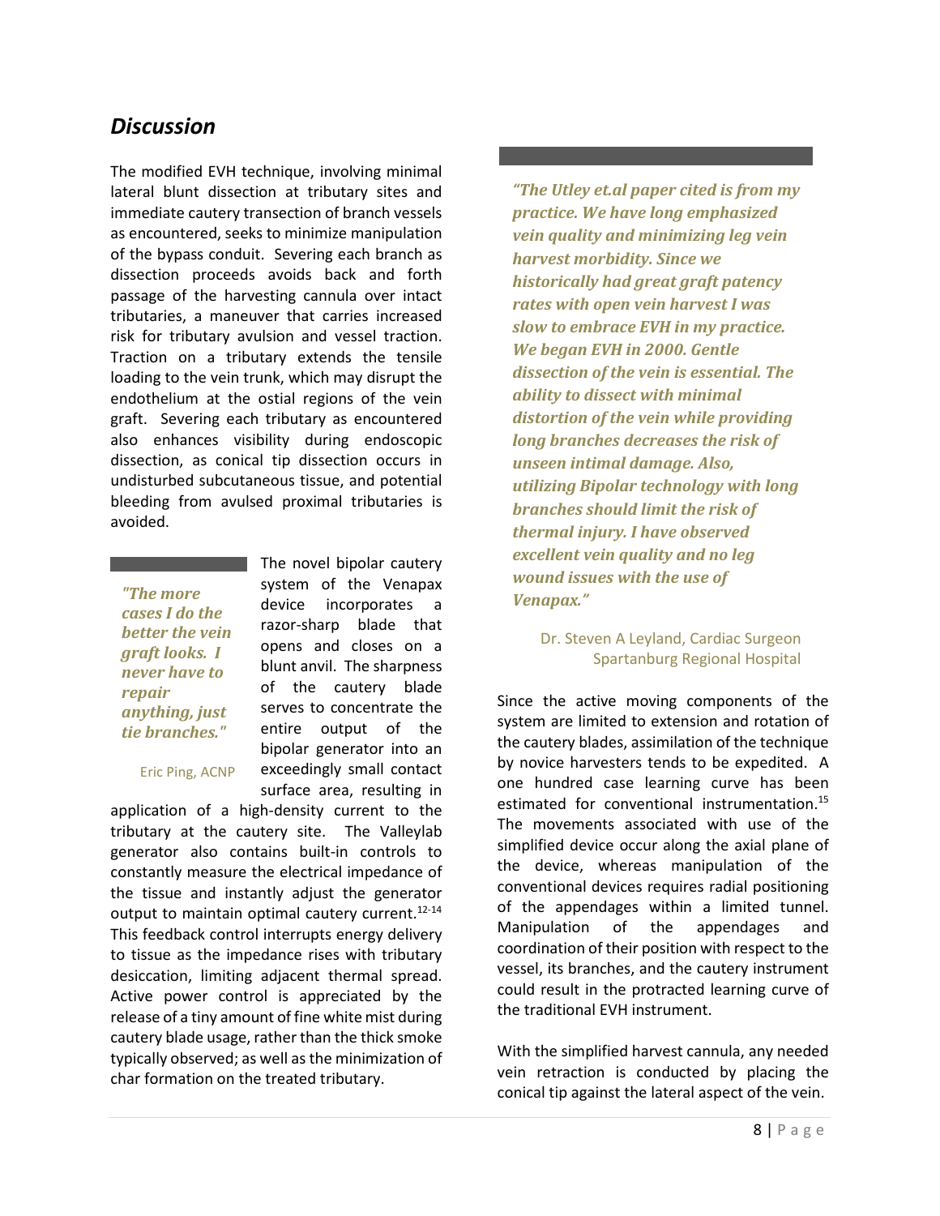## Discussion

The modified EVH technique, involving minimal lateral blunt dissection at tributary sites and immediate cautery transection of branch vessels as encountered, seeks to minimize manipulation of the bypass conduit. Severing each branch as dissection proceeds avoids back and forth passage of the harvesting cannula over intact tributaries, a maneuver that carries increased risk for tributary avulsion and vessel traction. Traction on a tributary extends the tensile loading to the vein trunk, which may disrupt the endothelium at the ostial regions of the vein graft. Severing each tributary as encountered also enhances visibility during endoscopic dissection, as conical tip dissection occurs in undisturbed subcutaneous tissue, and potential bleeding from avulsed proximal tributaries is avoided.

> ***"The more cases I do the better the vein graft looks. I never have to repair anything, just tie branches."***
>
> Eric Ping, ACNP

The novel bipolar cautery system of the Venapax device incorporates a razor-sharp blade that opens and closes on a blunt anvil. The sharpness of the cautery blade serves to concentrate the entire output of the bipolar generator into an exceedingly small contact surface area, resulting in application of a high-density current to the tributary at the cautery site. The Valleylab generator also contains built-in controls to constantly measure the electrical impedance of the tissue and instantly adjust the generator output to maintain optimal cautery current.[12-14] This feedback control interrupts energy delivery to tissue as the impedance rises with tributary desiccation, limiting adjacent thermal spread. Active power control is appreciated by the release of a tiny amount of fine white mist during cautery blade usage, rather than the thick smoke typically observed; as well as the minimization of char formation on the treated tributary.

> ***"The Utley et.al paper cited is from my practice. We have long emphasized vein quality and minimizing leg vein harvest morbidity. Since we historically had great graft patency rates with open vein harvest I was slow to embrace EVH in my practice. We began EVH in 2000. Gentle dissection of the vein is essential. The ability to dissect with minimal distortion of the vein while providing long branches decreases the risk of unseen intimal damage. Also, utilizing Bipolar technology with long branches should limit the risk of thermal injury. I have observed excellent vein quality and no leg wound issues with the use of Venapax."***
>
> Dr. Steven A Leyland, Cardiac Surgeon
> Spartanburg Regional Hospital

Since the active moving components of the system are limited to extension and rotation of the cautery blades, assimilation of the technique by novice harvesters tends to be expedited. A one hundred case learning curve has been estimated for conventional instrumentation.[15] The movements associated with use of the simplified device occur along the axial plane of the device, whereas manipulation of the conventional devices requires radial positioning of the appendages within a limited tunnel. Manipulation of the appendages and coordination of their position with respect to the vessel, its branches, and the cautery instrument could result in the protracted learning curve of the traditional EVH instrument.

With the simplified harvest cannula, any needed vein retraction is conducted by placing the conical tip against the lateral aspect of the vein.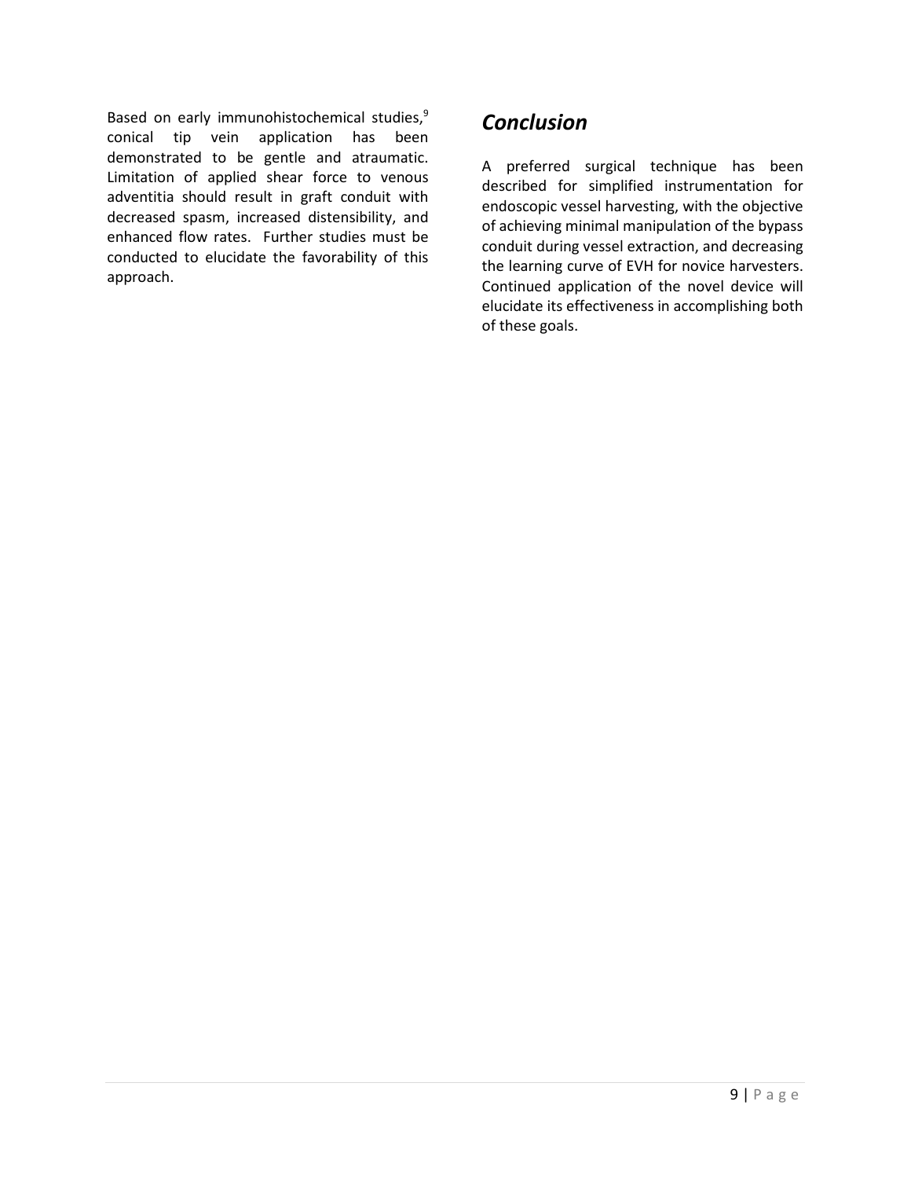Based on early immunohistochemical studies,[9] conical tip vein application has been demonstrated to be gentle and atraumatic. Limitation of applied shear force to venous adventitia should result in graft conduit with decreased spasm, increased distensibility, and enhanced flow rates. Further studies must be conducted to elucidate the favorability of this approach.

## *Conclusion*

A preferred surgical technique has been described for simplified instrumentation for endoscopic vessel harvesting, with the objective of achieving minimal manipulation of the bypass conduit during vessel extraction, and decreasing the learning curve of EVH for novice harvesters. Continued application of the novel device will elucidate its effectiveness in accomplishing both of these goals.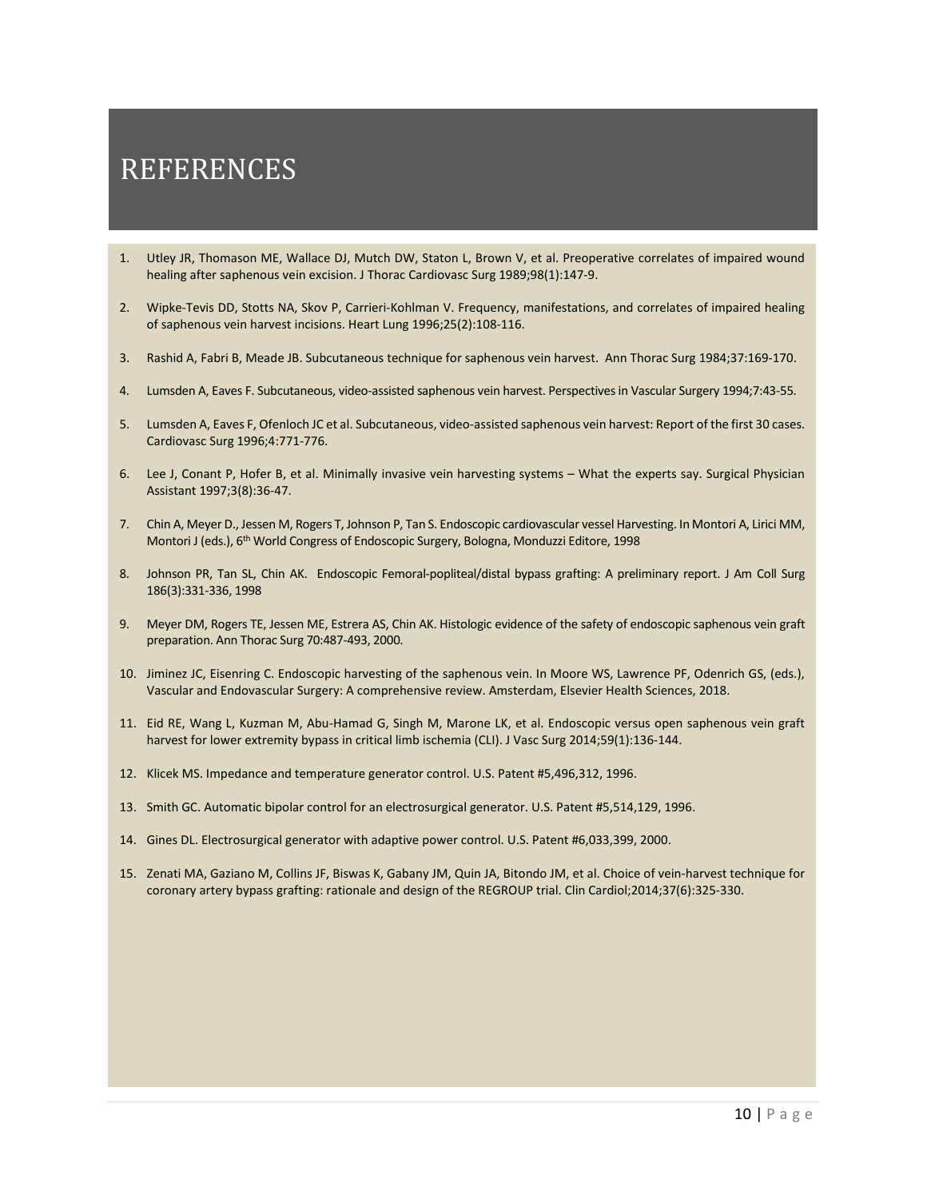# REFERENCES

1. Utley JR, Thomason ME, Wallace DJ, Mutch DW, Staton L, Brown V, et al. Preoperative correlates of impaired wound healing after saphenous vein excision. J Thorac Cardiovasc Surg 1989;98(1):147-9.

2. Wipke-Tevis DD, Stotts NA, Skov P, Carrieri-Kohlman V. Frequency, manifestations, and correlates of impaired healing of saphenous vein harvest incisions. Heart Lung 1996;25(2):108-116.

3. Rashid A, Fabri B, Meade JB. Subcutaneous technique for saphenous vein harvest. Ann Thorac Surg 1984;37:169-170.

4. Lumsden A, Eaves F. Subcutaneous, video-assisted saphenous vein harvest. Perspectives in Vascular Surgery 1994;7:43-55.

5. Lumsden A, Eaves F, Ofenloch JC et al. Subcutaneous, video-assisted saphenous vein harvest: Report of the first 30 cases. Cardiovasc Surg 1996;4:771-776.

6. Lee J, Conant P, Hofer B, et al. Minimally invasive vein harvesting systems – What the experts say. Surgical Physician Assistant 1997;3(8):36-47.

7. Chin A, Meyer D., Jessen M, Rogers T, Johnson P, Tan S. Endoscopic cardiovascular vessel Harvesting. In Montori A, Lirici MM, Montori J (eds.), 6th World Congress of Endoscopic Surgery, Bologna, Monduzzi Editore, 1998

8. Johnson PR, Tan SL, Chin AK. Endoscopic Femoral-popliteal/distal bypass grafting: A preliminary report. J Am Coll Surg 186(3):331-336, 1998

9. Meyer DM, Rogers TE, Jessen ME, Estrera AS, Chin AK. Histologic evidence of the safety of endoscopic saphenous vein graft preparation. Ann Thorac Surg 70:487-493, 2000.

10. Jiminez JC, Eisenring C. Endoscopic harvesting of the saphenous vein. In Moore WS, Lawrence PF, Odenrich GS, (eds.), Vascular and Endovascular Surgery: A comprehensive review. Amsterdam, Elsevier Health Sciences, 2018.

11. Eid RE, Wang L, Kuzman M, Abu-Hamad G, Singh M, Marone LK, et al. Endoscopic versus open saphenous vein graft harvest for lower extremity bypass in critical limb ischemia (CLI). J Vasc Surg 2014;59(1):136-144.

12. Klicek MS. Impedance and temperature generator control. U.S. Patent #5,496,312, 1996.

13. Smith GC. Automatic bipolar control for an electrosurgical generator. U.S. Patent #5,514,129, 1996.

14. Gines DL. Electrosurgical generator with adaptive power control. U.S. Patent #6,033,399, 2000.

15. Zenati MA, Gaziano M, Collins JF, Biswas K, Gabany JM, Quin JA, Bitondo JM, et al. Choice of vein-harvest technique for coronary artery bypass grafting: rationale and design of the REGROUP trial. Clin Cardiol;2014;37(6):325-330.